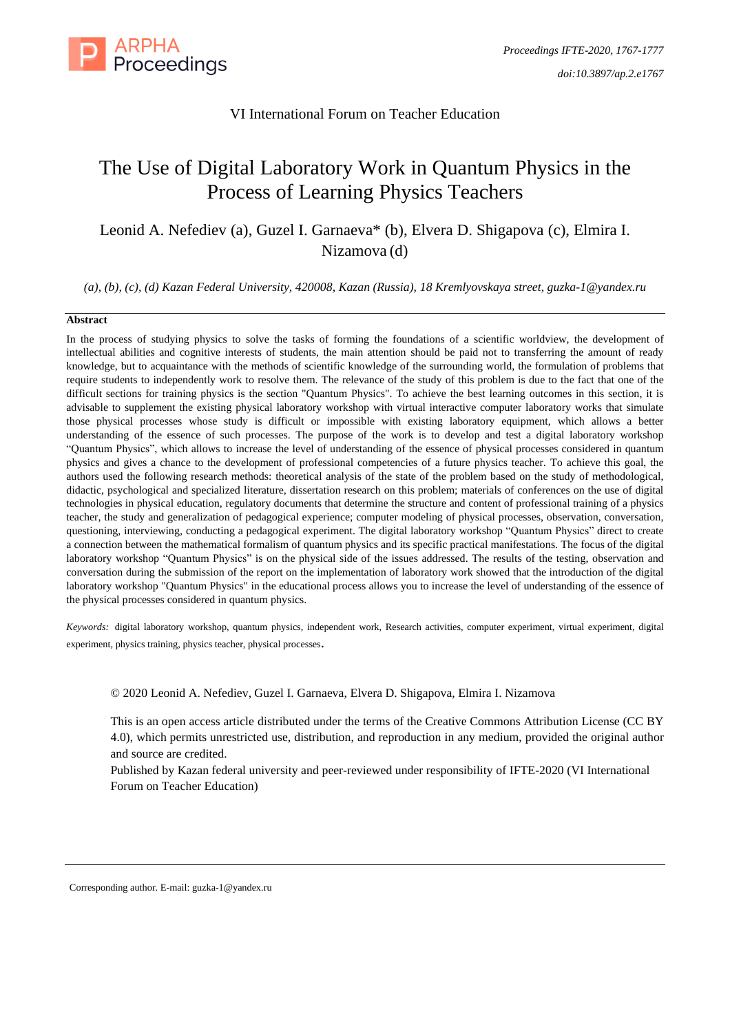VI International Forum on Teacher Education

# The Use of Digital Laboratory Work in Quantum Physics in the Process of Learning Physics Teachers

Leonid A. Nefediev (a), Guzel I. Garnaeva* (b), Elvera D. Shigapova (c), Elmira I. Nizamova (d)

*(a), (b), (c), (d) Kazan Federal University, 420008, Kazan (Russia), 18 Kremlyovskaya street, guzka-1@yandex.ru*

**Abstract**

In the process of studying physics to solve the tasks of forming the foundations of a scientific worldview, the development of intellectual abilities and cognitive interests of students, the main attention should be paid not to transferring the amount of ready knowledge, but to acquaintance with the methods of scientific knowledge of the surrounding world, the formulation of problems that require students to independently work to resolve them. The relevance of the study of this problem is due to the fact that one of the difficult sections for training physics is the section "Quantum Physics". To achieve the best learning outcomes in this section, it is advisable to supplement the existing physical laboratory workshop with virtual interactive computer laboratory works that simulate those physical processes whose study is difficult or impossible with existing laboratory equipment, which allows a better understanding of the essence of such processes. The purpose of the work is to develop and test a digital laboratory workshop "Quantum Physics", which allows to increase the level of understanding of the essence of physical processes considered in quantum physics and gives a chance to the development of professional competencies of a future physics teacher. To achieve this goal, the authors used the following research methods: theoretical analysis of the state of the problem based on the study of methodological, didactic, psychological and specialized literature, dissertation research on this problem; materials of conferences on the use of digital technologies in physical education, regulatory documents that determine the structure and content of professional training of a physics teacher, the study and generalization of pedagogical experience; computer modeling of physical processes, observation, conversation, questioning, interviewing, conducting a pedagogical experiment. The digital laboratory workshop "Quantum Physics" direct to create a connection between the mathematical formalism of quantum physics and its specific practical manifestations. The focus of the digital laboratory workshop "Quantum Physics" is on the physical side of the issues addressed. The results of the testing, observation and conversation during the submission of the report on the implementation of laboratory work showed that the introduction of the digital laboratory workshop "Quantum Physics" in the educational process allows you to increase the level of understanding of the essence of the physical processes considered in quantum physics.

*Keywords:* digital laboratory workshop, quantum physics, independent work, Research activities, computer experiment, virtual experiment, digital experiment, physics training, physics teacher, physical processes.

© 2020 Leonid A. Nefediev, Guzel I. Garnaeva, Elvera D. Shigapova, Elmira I. Nizamova

This is an open access article distributed under the terms of the Creative Commons Attribution License (CC BY 4.0), which permits unrestricted use, distribution, and reproduction in any medium, provided the original author and source are credited.
Published by Kazan federal university and peer-reviewed under responsibility of IFTE-2020 (VI International Forum on Teacher Education)

Corresponding author. E-mail: guzka-1@yandex.ru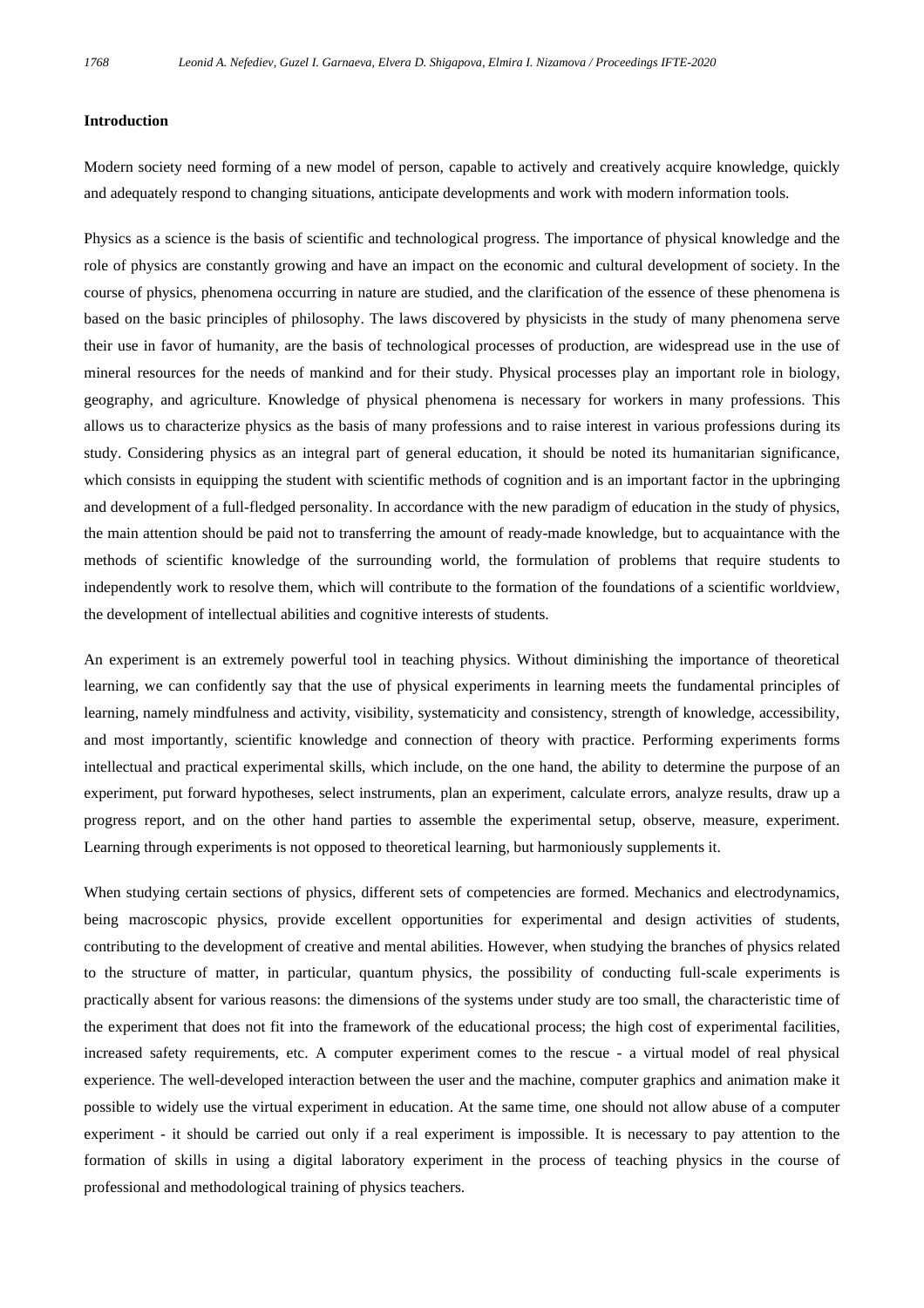## Introduction

Modern society need forming of a new model of person, capable to actively and creatively acquire knowledge, quickly and adequately respond to changing situations, anticipate developments and work with modern information tools.

Physics as a science is the basis of scientific and technological progress. The importance of physical knowledge and the role of physics are constantly growing and have an impact on the economic and cultural development of society. In the course of physics, phenomena occurring in nature are studied, and the clarification of the essence of these phenomena is based on the basic principles of philosophy. The laws discovered by physicists in the study of many phenomena serve their use in favor of humanity, are the basis of technological processes of production, are widespread use in the use of mineral resources for the needs of mankind and for their study. Physical processes play an important role in biology, geography, and agriculture. Knowledge of physical phenomena is necessary for workers in many professions. This allows us to characterize physics as the basis of many professions and to raise interest in various professions during its study. Considering physics as an integral part of general education, it should be noted its humanitarian significance, which consists in equipping the student with scientific methods of cognition and is an important factor in the upbringing and development of a full-fledged personality. In accordance with the new paradigm of education in the study of physics, the main attention should be paid not to transferring the amount of ready-made knowledge, but to acquaintance with the methods of scientific knowledge of the surrounding world, the formulation of problems that require students to independently work to resolve them, which will contribute to the formation of the foundations of a scientific worldview, the development of intellectual abilities and cognitive interests of students.

An experiment is an extremely powerful tool in teaching physics. Without diminishing the importance of theoretical learning, we can confidently say that the use of physical experiments in learning meets the fundamental principles of learning, namely mindfulness and activity, visibility, systematicity and consistency, strength of knowledge, accessibility, and most importantly, scientific knowledge and connection of theory with practice. Performing experiments forms intellectual and practical experimental skills, which include, on the one hand, the ability to determine the purpose of an experiment, put forward hypotheses, select instruments, plan an experiment, calculate errors, analyze results, draw up a progress report, and on the other hand parties to assemble the experimental setup, observe, measure, experiment. Learning through experiments is not opposed to theoretical learning, but harmoniously supplements it.

When studying certain sections of physics, different sets of competencies are formed. Mechanics and electrodynamics, being macroscopic physics, provide excellent opportunities for experimental and design activities of students, contributing to the development of creative and mental abilities. However, when studying the branches of physics related to the structure of matter, in particular, quantum physics, the possibility of conducting full-scale experiments is practically absent for various reasons: the dimensions of the systems under study are too small, the characteristic time of the experiment that does not fit into the framework of the educational process; the high cost of experimental facilities, increased safety requirements, etc. A computer experiment comes to the rescue - a virtual model of real physical experience. The well-developed interaction between the user and the machine, computer graphics and animation make it possible to widely use the virtual experiment in education. At the same time, one should not allow abuse of a computer experiment - it should be carried out only if a real experiment is impossible. It is necessary to pay attention to the formation of skills in using a digital laboratory experiment in the process of teaching physics in the course of professional and methodological training of physics teachers.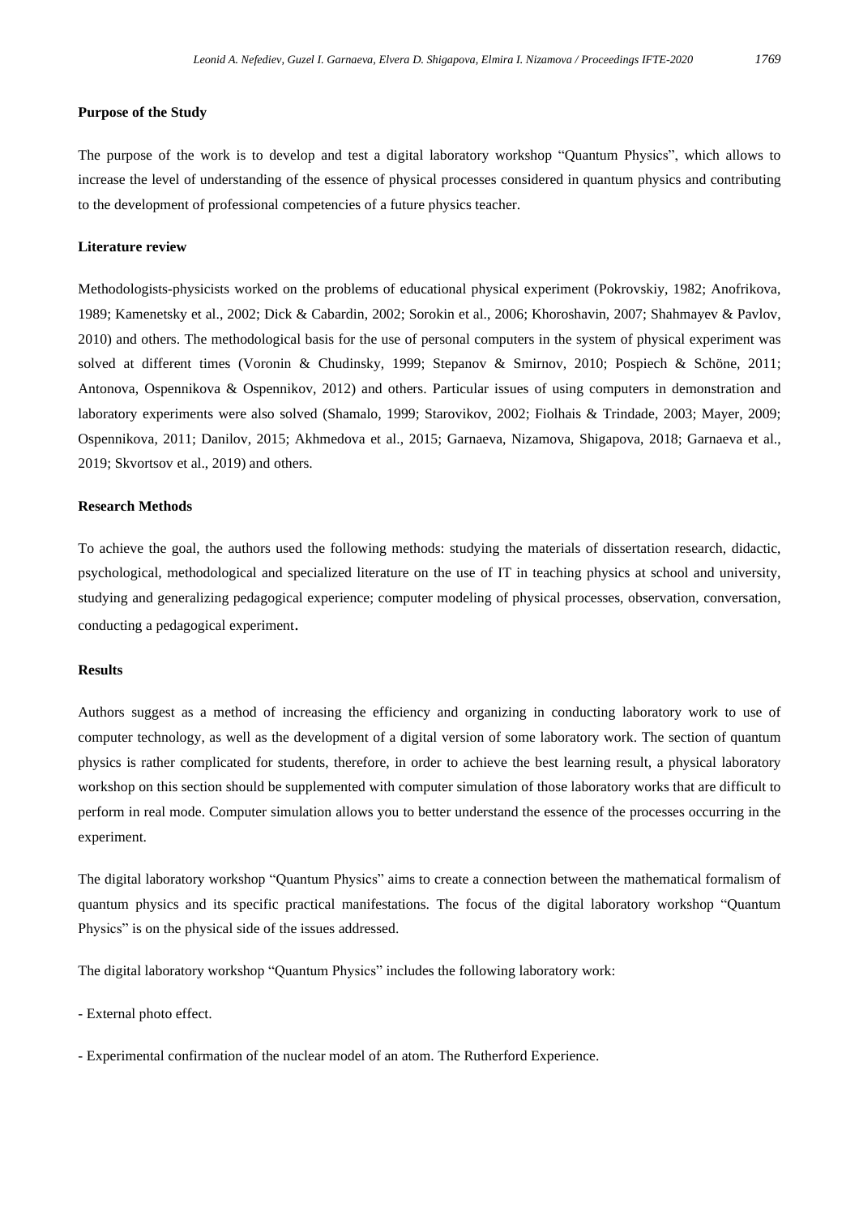**Purpose of the Study**

The purpose of the work is to develop and test a digital laboratory workshop "Quantum Physics", which allows to increase the level of understanding of the essence of physical processes considered in quantum physics and contributing to the development of professional competencies of a future physics teacher.

**Literature review**

Methodologists-physicists worked on the problems of educational physical experiment (Pokrovskiy, 1982; Anofrikova, 1989; Kamenetsky et al., 2002; Dick & Cabardin, 2002; Sorokin et al., 2006; Khoroshavin, 2007; Shahmayev & Pavlov, 2010) and others. The methodological basis for the use of personal computers in the system of physical experiment was solved at different times (Voronin & Chudinsky, 1999; Stepanov & Smirnov, 2010; Pospiech & Schöne, 2011; Antonova, Ospennikova & Ospennikov, 2012) and others. Particular issues of using computers in demonstration and laboratory experiments were also solved (Shamalo, 1999; Starovikov, 2002; Fiolhais & Trindade, 2003; Mayer, 2009; Ospennikova, 2011; Danilov, 2015; Akhmedova et al., 2015; Garnaeva, Nizamova, Shigapova, 2018; Garnaeva et al., 2019; Skvortsov et al., 2019) and others.

**Research Methods**

To achieve the goal, the authors used the following methods: studying the materials of dissertation research, didactic, psychological, methodological and specialized literature on the use of IT in teaching physics at school and university, studying and generalizing pedagogical experience; computer modeling of physical processes, observation, conversation, conducting a pedagogical experiment.

**Results**

Authors suggest as a method of increasing the efficiency and organizing in conducting laboratory work to use of computer technology, as well as the development of a digital version of some laboratory work. The section of quantum physics is rather complicated for students, therefore, in order to achieve the best learning result, a physical laboratory workshop on this section should be supplemented with computer simulation of those laboratory works that are difficult to perform in real mode. Computer simulation allows you to better understand the essence of the processes occurring in the experiment.

The digital laboratory workshop "Quantum Physics" aims to create a connection between the mathematical formalism of quantum physics and its specific practical manifestations. The focus of the digital laboratory workshop "Quantum Physics" is on the physical side of the issues addressed.

The digital laboratory workshop "Quantum Physics" includes the following laboratory work:

- External photo effect.

- Experimental confirmation of the nuclear model of an atom. The Rutherford Experience.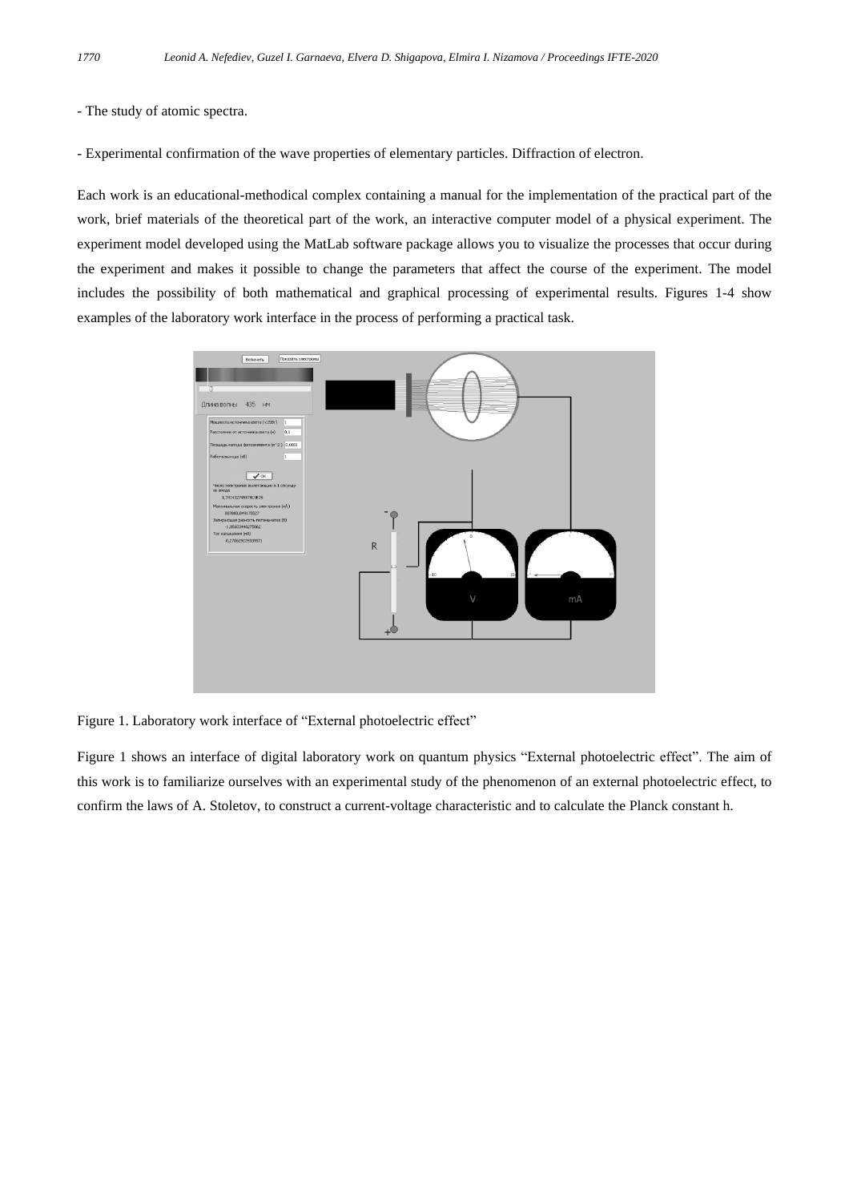- The study of atomic spectra.

- Experimental confirmation of the wave properties of elementary particles. Diffraction of electron.

Each work is an educational-methodical complex containing a manual for the implementation of the practical part of the work, brief materials of the theoretical part of the work, an interactive computer model of a physical experiment. The experiment model developed using the MatLab software package allows you to visualize the processes that occur during the experiment and makes it possible to change the parameters that affect the course of the experiment. The model includes the possibility of both mathematical and graphical processing of experimental results. Figures 1-4 show examples of the laboratory work interface in the process of performing a practical task.

Figure 1. Laboratory work interface of “External photoelectric effect”

Figure 1 shows an interface of digital laboratory work on quantum physics “External photoelectric effect”. The aim of this work is to familiarize ourselves with an experimental study of the phenomenon of an external photoelectric effect, to confirm the laws of A. Stoletov, to construct a current-voltage characteristic and to calculate the Planck constant h.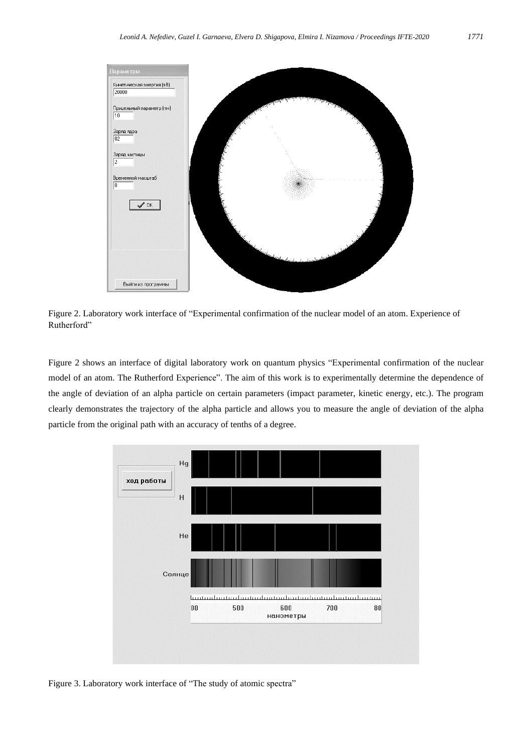Figure 2. Laboratory work interface of “Experimental confirmation of the nuclear model of an atom. Experience of Rutherford”

Figure 2 shows an interface of digital laboratory work on quantum physics “Experimental confirmation of the nuclear model of an atom. The Rutherford Experience”. The aim of this work is to experimentally determine the dependence of the angle of deviation of an alpha particle on certain parameters (impact parameter, kinetic energy, etc.). The program clearly demonstrates the trajectory of the alpha particle and allows you to measure the angle of deviation of the alpha particle from the original path with an accuracy of tenths of a degree.

Figure 3. Laboratory work interface of “The study of atomic spectra”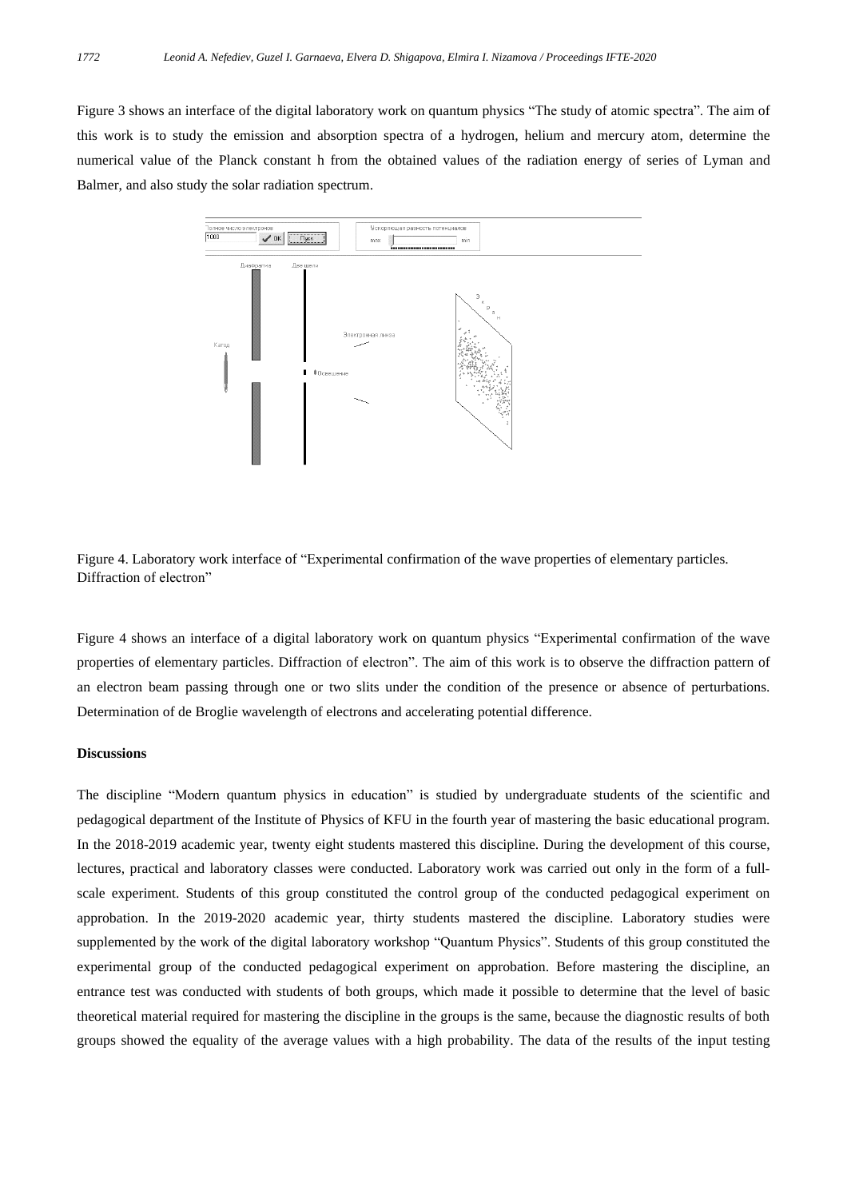Figure 3 shows an interface of the digital laboratory work on quantum physics “The study of atomic spectra”. The aim of this work is to study the emission and absorption spectra of a hydrogen, helium and mercury atom, determine the numerical value of the Planck constant h from the obtained values of the radiation energy of series of Lyman and Balmer, and also study the solar radiation spectrum.

Figure 4. Laboratory work interface of “Experimental confirmation of the wave properties of elementary particles. Diffraction of electron”

Figure 4 shows an interface of a digital laboratory work on quantum physics “Experimental confirmation of the wave properties of elementary particles. Diffraction of electron”. The aim of this work is to observe the diffraction pattern of an electron beam passing through one or two slits under the condition of the presence or absence of perturbations. Determination of de Broglie wavelength of electrons and accelerating potential difference.

## Discussions

The discipline “Modern quantum physics in education” is studied by undergraduate students of the scientific and pedagogical department of the Institute of Physics of KFU in the fourth year of mastering the basic educational program. In the 2018-2019 academic year, twenty eight students mastered this discipline. During the development of this course, lectures, practical and laboratory classes were conducted. Laboratory work was carried out only in the form of a full-scale experiment. Students of this group constituted the control group of the conducted pedagogical experiment on approbation. In the 2019-2020 academic year, thirty students mastered the discipline. Laboratory studies were supplemented by the work of the digital laboratory workshop “Quantum Physics”. Students of this group constituted the experimental group of the conducted pedagogical experiment on approbation. Before mastering the discipline, an entrance test was conducted with students of both groups, which made it possible to determine that the level of basic theoretical material required for mastering the discipline in the groups is the same, because the diagnostic results of both groups showed the equality of the average values with a high probability. The data of the results of the input testing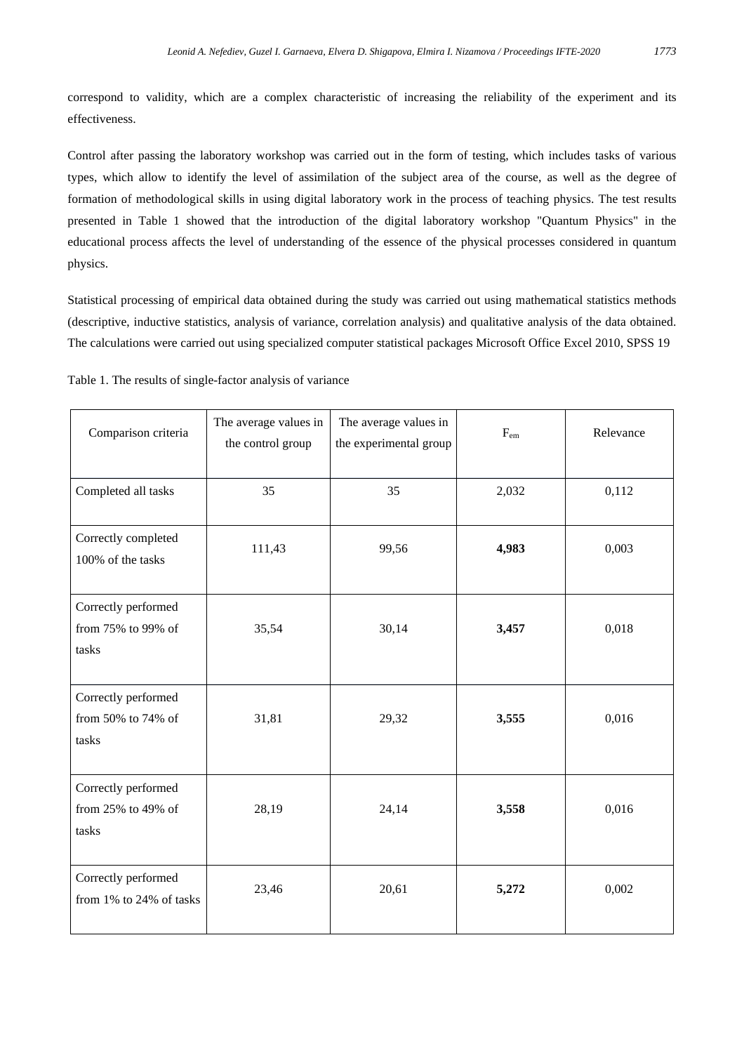correspond to validity, which are a complex characteristic of increasing the reliability of the experiment and its effectiveness.

Control after passing the laboratory workshop was carried out in the form of testing, which includes tasks of various types, which allow to identify the level of assimilation of the subject area of the course, as well as the degree of formation of methodological skills in using digital laboratory work in the process of teaching physics. The test results presented in Table 1 showed that the introduction of the digital laboratory workshop "Quantum Physics" in the educational process affects the level of understanding of the essence of the physical processes considered in quantum physics.

Statistical processing of empirical data obtained during the study was carried out using mathematical statistics methods (descriptive, inductive statistics, analysis of variance, correlation analysis) and qualitative analysis of the data obtained. The calculations were carried out using specialized computer statistical packages Microsoft Office Excel 2010, SPSS 19

Table 1. The results of single-factor analysis of variance

| Comparison criteria | The average values in the control group | The average values in the experimental group | $F_{em}$ | Relevance |
|---|---|---|---|---|
| Completed all tasks | 35 | 35 | 2,032 | 0,112 |
| Correctly completed 100% of the tasks | 111,43 | 99,56 | **4,983** | 0,003 |
| Correctly performed from 75% to 99% of tasks | 35,54 | 30,14 | **3,457** | 0,018 |
| Correctly performed from 50% to 74% of tasks | 31,81 | 29,32 | **3,555** | 0,016 |
| Correctly performed from 25% to 49% of tasks | 28,19 | 24,14 | **3,558** | 0,016 |
| Correctly performed from 1% to 24% of tasks | 23,46 | 20,61 | **5,272** | 0,002 |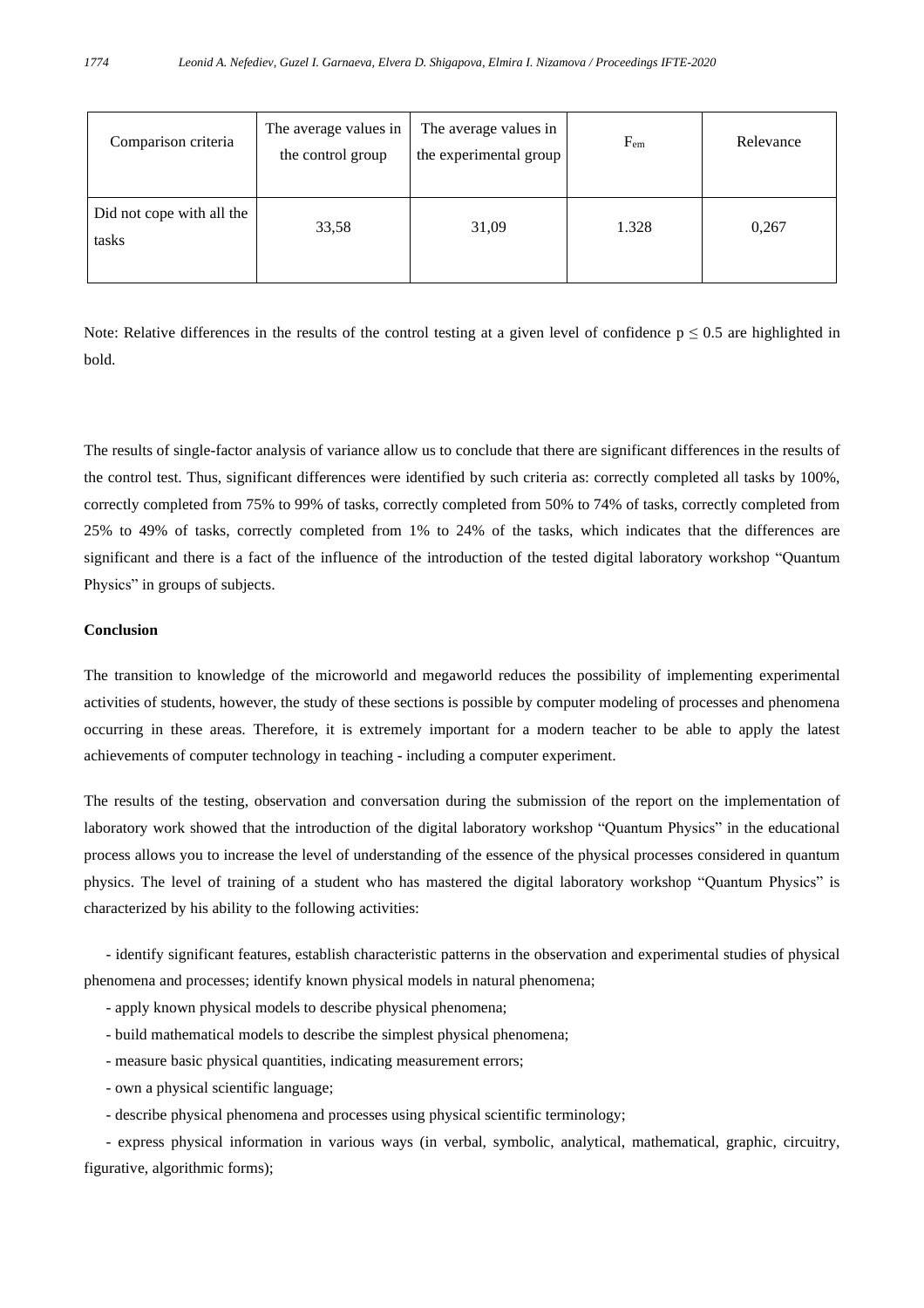| Comparison criteria | The average values in the control group | The average values in the experimental group | $F_{em}$ | Relevance |
|---|---|---|---|---|
| Did not cope with all the tasks | 33,58 | 31,09 | 1.328 | 0,267 |

Note: Relative differences in the results of the control testing at a given level of confidence $p \leq 0.5$ are highlighted in bold.

The results of single-factor analysis of variance allow us to conclude that there are significant differences in the results of the control test. Thus, significant differences were identified by such criteria as: correctly completed all tasks by 100%, correctly completed from 75% to 99% of tasks, correctly completed from 50% to 74% of tasks, correctly completed from 25% to 49% of tasks, correctly completed from 1% to 24% of the tasks, which indicates that the differences are significant and there is a fact of the influence of the introduction of the tested digital laboratory workshop “Quantum Physics” in groups of subjects.

**Conclusion**

The transition to knowledge of the microworld and megaworld reduces the possibility of implementing experimental activities of students, however, the study of these sections is possible by computer modeling of processes and phenomena occurring in these areas. Therefore, it is extremely important for a modern teacher to be able to apply the latest achievements of computer technology in teaching - including a computer experiment.

The results of the testing, observation and conversation during the submission of the report on the implementation of laboratory work showed that the introduction of the digital laboratory workshop “Quantum Physics” in the educational process allows you to increase the level of understanding of the essence of the physical processes considered in quantum physics. The level of training of a student who has mastered the digital laboratory workshop “Quantum Physics” is characterized by his ability to the following activities:

- identify significant features, establish characteristic patterns in the observation and experimental studies of physical phenomena and processes; identify known physical models in natural phenomena;
- apply known physical models to describe physical phenomena;
- build mathematical models to describe the simplest physical phenomena;
- measure basic physical quantities, indicating measurement errors;
- own a physical scientific language;
- describe physical phenomena and processes using physical scientific terminology;
- express physical information in various ways (in verbal, symbolic, analytical, mathematical, graphic, circuitry, figurative, algorithmic forms);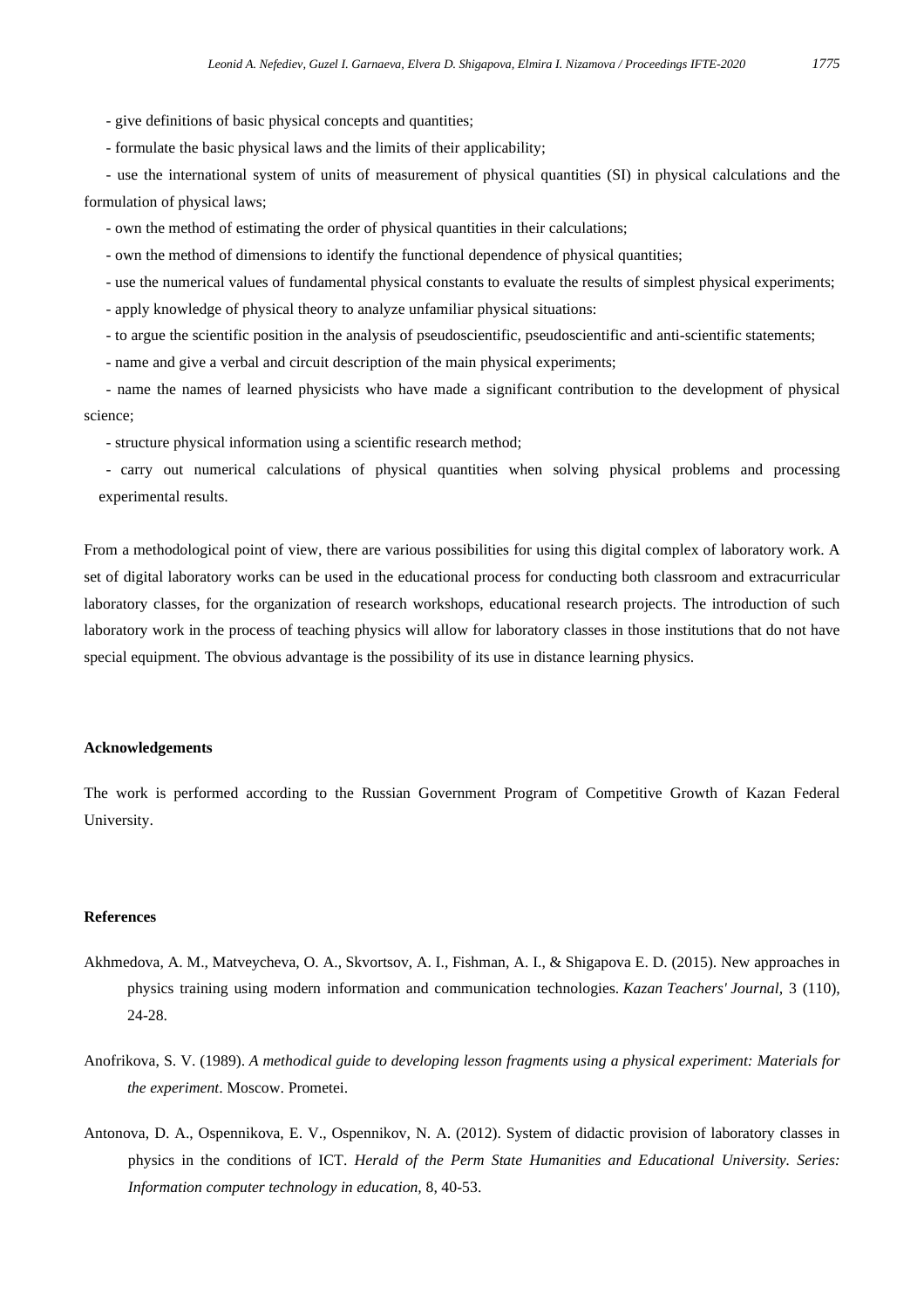- give definitions of basic physical concepts and quantities;

- formulate the basic physical laws and the limits of their applicability;

- use the international system of units of measurement of physical quantities (SI) in physical calculations and the formulation of physical laws;

- own the method of estimating the order of physical quantities in their calculations;

- own the method of dimensions to identify the functional dependence of physical quantities;

- use the numerical values of fundamental physical constants to evaluate the results of simplest physical experiments;

- apply knowledge of physical theory to analyze unfamiliar physical situations:

- to argue the scientific position in the analysis of pseudoscientific, pseudoscientific and anti-scientific statements;

- name and give a verbal and circuit description of the main physical experiments;

- name the names of learned physicists who have made a significant contribution to the development of physical science;

- structure physical information using a scientific research method;

- carry out numerical calculations of physical quantities when solving physical problems and processing experimental results.

From a methodological point of view, there are various possibilities for using this digital complex of laboratory work. A set of digital laboratory works can be used in the educational process for conducting both classroom and extracurricular laboratory classes, for the organization of research workshops, educational research projects. The introduction of such laboratory work in the process of teaching physics will allow for laboratory classes in those institutions that do not have special equipment. The obvious advantage is the possibility of its use in distance learning physics.

**Acknowledgements**

The work is performed according to the Russian Government Program of Competitive Growth of Kazan Federal University.

**References**

Akhmedova, A. M., Matveycheva, O. A., Skvortsov, A. I., Fishman, A. I., & Shigapova E. D. (2015). New approaches in physics training using modern information and communication technologies. *Kazan Teachers' Journal,* 3 (110), 24-28.

Anofrikova, S. V. (1989). *A methodical guide to developing lesson fragments using a physical experiment: Materials for the experiment*. Moscow. Prometei.

Antonova, D. A., Ospennikova, E. V., Ospennikov, N. A. (2012). System of didactic provision of laboratory classes in physics in the conditions of ICT. *Herald of the Perm State Humanities and Educational University. Series: Information computer technology in education,* 8, 40-53.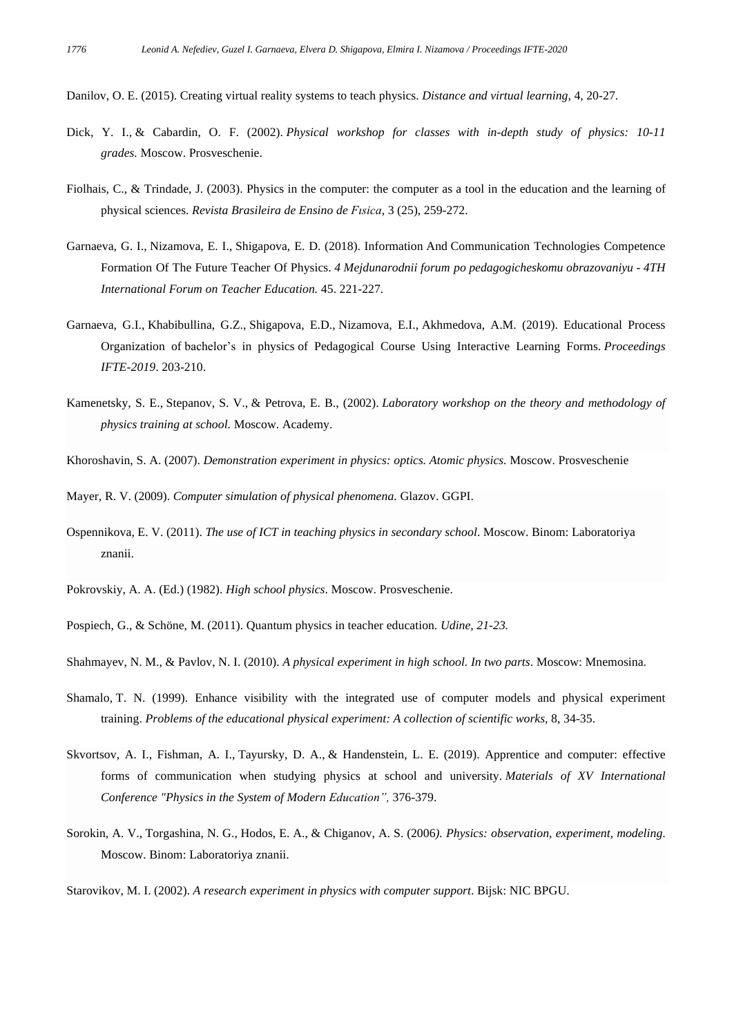Danilov, O. E. (2015). Creating virtual reality systems to teach physics. *Distance and virtual learning,* 4, 20-27.

Dick, Y. I., & Cabardin, O. F. (2002). *Physical workshop for classes with in-depth study of physics: 10-11 grades.* Moscow. Prosveschenie.

Fiolhais, C., & Trindade, J. (2003). Physics in the computer: the computer as a tool in the education and the learning of physical sciences. *Revista Brasileira de Ensino de Fısica*, 3 (25), 259-272.

Garnaeva, G. I., Nizamova, E. I., Shigapova, E. D. (2018). Information And Communication Technologies Competence Formation Of The Future Teacher Of Physics. *4 Mejdunarodnii forum po pedagogicheskomu obrazovaniyu - 4TH International Forum on Teacher Education.* 45. 221-227.

Garnaeva, G.I., Khabibullina, G.Z., Shigapova, E.D., Nizamova, E.I., Akhmedova, A.M. (2019). Educational Process Organization of bachelor's in physics of Pedagogical Course Using Interactive Learning Forms. *Proceedings IFTE-2019*. 203-210.

Kamenetsky, S. E., Stepanov, S. V., & Petrova, E. B., (2002). *Laboratory workshop on the theory and methodology of physics training at school.* Moscow. Academy.

Khoroshavin, S. A. (2007). *Demonstration experiment in physics: optics. Atomic physics.* Moscow. Prosveschenie

Mayer, R. V. (2009). *Computer simulation of physical phenomena.* Glazov. GGPI.

Ospennikova, E. V. (2011). *The use of ICT in teaching physics in secondary school*. Moscow. Binom: Laboratoriya znanii.

Pokrovskiy, A. A. (Ed.) (1982). *High school physics*. Moscow. Prosveschenie.

Pospiech, G., & Schöne, M. (2011). Quantum physics in teacher education. *Udine, 21-23.*

Shahmayev, N. M., & Pavlov, N. I. (2010). *A physical experiment in high school. In two parts*. Moscow: Mnemosina.

Shamalo, T. N. (1999). Enhance visibility with the integrated use of computer models and physical experiment training. *Problems of the educational physical experiment: A collection of scientific works,* 8, 34-35.

Skvortsov, A. I., Fishman, A. I., Tayursky, D. A., & Handenstein, L. E. (2019). Apprentice and computer: effective forms of communication when studying physics at school and university. *Materials of XV International Conference "Physics in the System of Modern Education",* 376-379.

Sorokin, A. V., Torgashina, N. G., Hodos, E. A., & Chiganov, A. S. (2006*). Physics: observation, experiment, modeling.* Moscow. Binom: Laboratoriya znanii.

Starovikov, M. I. (2002). *A research experiment in physics with computer support*. Bijsk: NIC BPGU.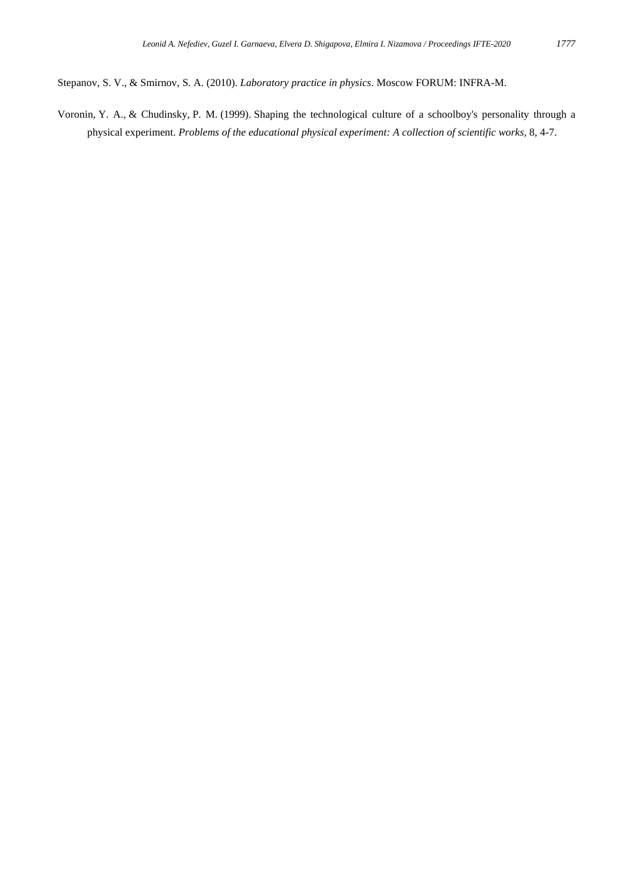Stepanov, S. V., & Smirnov, S. A. (2010). *Laboratory practice in physics*. Moscow FORUM: INFRA-M.

Voronin, Y. A., & Chudinsky, P. M. (1999). Shaping the technological culture of a schoolboy's personality through a physical experiment. *Problems of the educational physical experiment: A collection of scientific works,* 8, 4-7.